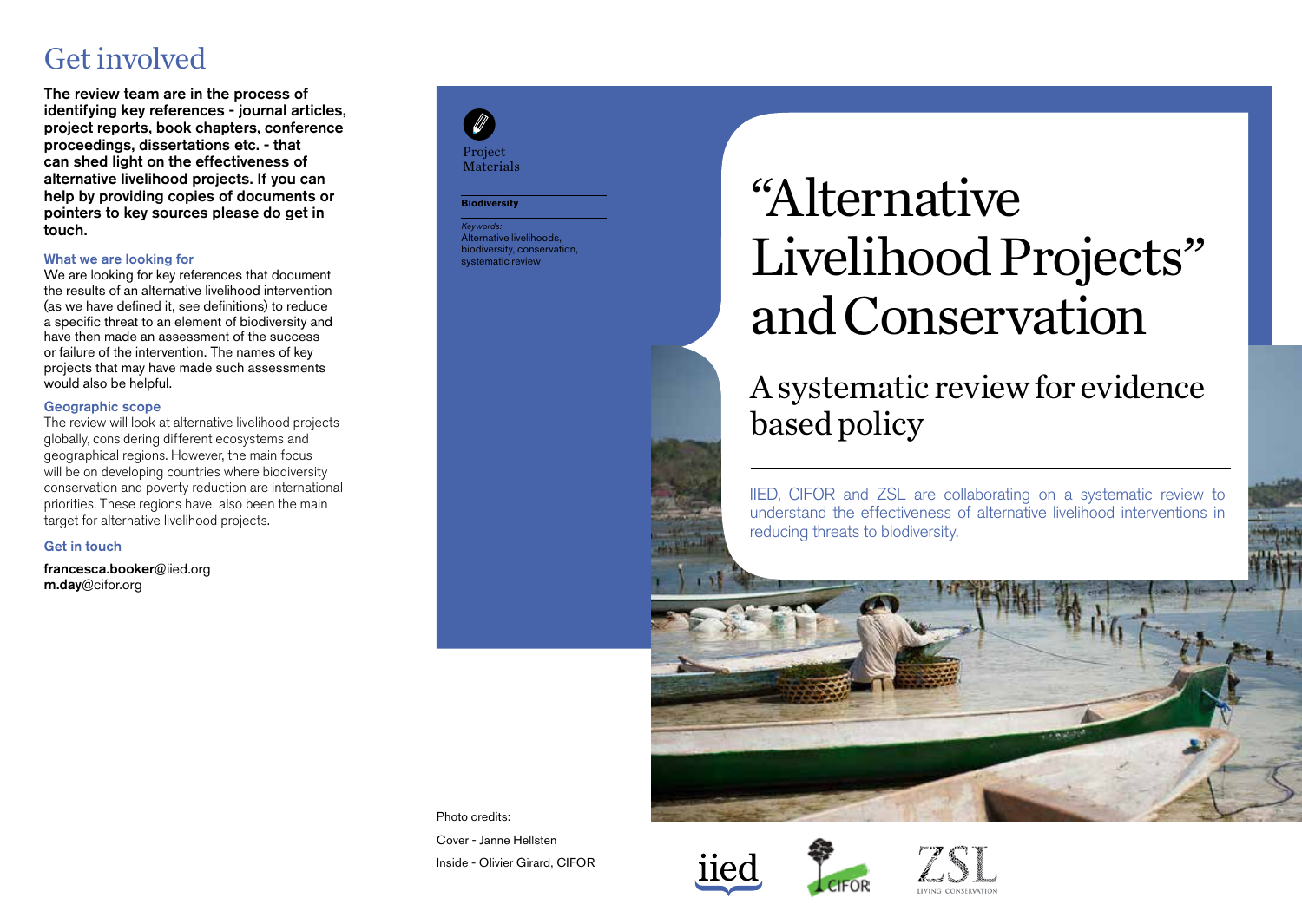# Get involved

**The review team are in the process of identifying key references - journal articles, project reports, book chapters, conference proceedings, dissertations etc. - that can shed light on the effectiveness of alternative livelihood projects. If you can help by providing copies of documents or pointers to key sources please do get in touch.**

### What we are looking for

We are looking for key references that document the results of an alternative livelihood intervention (as we have defined it, see definitions) to reduce a specific threat to an element of biodiversity and have then made an assessment of the success or failure of the intervention. The names of key projects that may have made such assessments would also be helpful.

### Geographic scope

The review will look at alternative livelihood projects globally, considering different ecosystems and geographical regions. However, the main focus will be on developing countries where biodiversity conservation and poverty reduction are international priorities. These regions have also been the main target for alternative livelihood projects.

### Get in touch

**francesca.booker**@iied.org
**m.day**@cifor.org

Project Materials

**Biodiversity**

*Keywords:*
Alternative livelihoods, biodiversity, conservation, systematic review

Photo credits:

Cover - Janne Hellsten

Inside - Olivier Girard, CIFOR

# "Alternative Livelihood Projects" and Conservation

## A systematic review for evidence based policy

IIED, CIFOR and ZSL are collaborating on a systematic review to understand the effectiveness of alternative livelihood interventions in reducing threats to biodiversity.

iied CIFOR ZSL LIVING CONSERVATION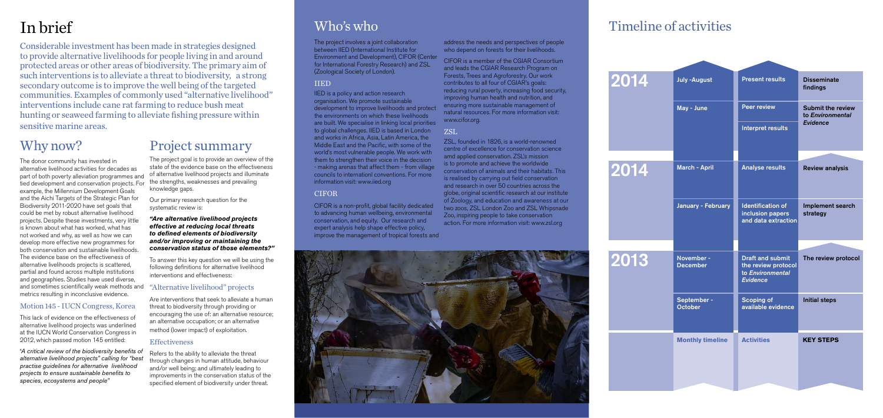# In brief

Considerable investment has been made in strategies designed to provide alternative livelihoods for people living in and around protected areas or other areas of biodiversity. The primary aim of such interventions is to alleviate a threat to biodiversity, a strong secondary outcome is to improve the well being of the targeted communities. Examples of commonly used "alternative livelihood" interventions include cane rat farming to reduce bush meat hunting or seaweed farming to alleviate fishing pressure within sensitive marine areas.

## Why now?

The donor community has invested in alternative livelihood activities for decades as part of both poverty alleviation programmes and tied development and conservation projects. For example, the Millennium Development Goals and the Aichi Targets of the Strategic Plan for Biodiversity 2011-2020 have set goals that could be met by robust alternative livelihood projects. Despite these investments, very little is known about what has worked, what has not worked and why, as well as how we can develop more effective new programmes for both conservation and sustainable livelihoods. The evidence base on the effectiveness of alternative livelihoods projects is scattered, partial and found across multiple institutions and geographies. Studies have used diverse, and sometimes scientifically weak methods and metrics resulting in inconclusive evidence.

### Motion 145 - IUCN Congress, Korea

This lack of evidence on the effectiveness of alternative livelihood projects was underlined at the IUCN World Conservation Congress in 2012, which passed motion 145 entitled:

*"A critical review of the biodiversity benefits of alternative livelihood projects" calling for "best practise guidelines for alternative livelihood projects to ensure sustainable benefits to species, ecosystems and people"*

## Project summary

The project goal is to provide an overview of the state of the evidence base on the effectiveness of alternative livelihood projects and illuminate the strengths, weaknesses and prevailing knowledge gaps.

Our primary research question for the systematic review is:

***"Are alternative livelihood projects effective at reducing local threats to defined elements of biodiversity and/or improving or maintaining the conservation status of those elements?"***

To answer this key question we will be using the following definitions for alternative livelihood interventions and effectiveness:

### "Alternative livelihood" projects

Are interventions that seek to alleviate a human threat to biodiversity through providing or encouraging the use of: an alternative resource; an alternative occupation; or an alternative method (lower impact) of exploitation.

### Effectiveness

Refers to the ability to alleviate the threat through changes in human attitude, behaviour and/or well being; and ultimately leading to improvements in the conservation status of the specified element of biodiversity under threat.

# Who's who

The project involves a joint collaboration between IIED (International Institute for Environment and Development), CIFOR (Center for International Forestry Research) and ZSL (Zoological Society of London).

### IIED

IIED is a policy and action research organisation. We promote sustainable development to improve livelihoods and protect the environments on which these livelihoods are built. We specialise in linking local priorities to global challenges. IIED is based in London and works in Africa, Asia, Latin America, the Middle East and the Pacific, with some of the world's most vulnerable people. We work with them to strengthen their voice in the decision - making arenas that affect them - from village councils to internationl conventions. For more information visit: www.iied.org

### CIFOR

CIFOR is a non-profit, global facility dedicated to advancing human wellbeing, environmental conservation, and equity. Our research and expert analysis help shape effective policy, improve the management of tropical forests and address the needs and perspectives of people who depend on forests for their livelihoods.

CIFOR is a member of the CGIAR Consortium and leads the CGIAR Research Program on Forests, Trees and Agroforestry. Our work contributes to all four of CGIAR's goals: reducing rural poverty, increasing food security, improving human health and nutrition, and ensuring more sustainable management of natural resources. For more information visit: www.cifor.org.

### ZSL

ZSL, founded in 1826, is a world-renowned centre of excellence for conservation science amd applied conservation. ZSL's mission is to promote and achieve the worldwide conservation of animals and their habitats. This is realised by carrying out field conservation and research in over 50 countries across the globe, original scientific research at our institute of Zoology, and education and awareness at our two zoos, ZSL London Zoo and ZSL Whipsnade Zoo, inspiring people to take conservation action. For more information visit: www.zsl.org

# Timeline of activities

| | Monthly timeline | Activities | KEY STEPS |
|---|---|---|---|
| 2014 | July -August | Present results | Disseminate findings |
| | May - June | Peer review<br>Interpret results | Submit the review to *Environmental Evidence* |
| 2014 | March - April | Analyse results | Review analysis |
| | January - February | Identification of inclusion papers and data extraction | Implement search strategy |
| 2013 | November - December | Draft and submit the review protocol to *Environmental Evidence* | The review protocol |
| | September - October | Scoping of available evidence | Initial steps |